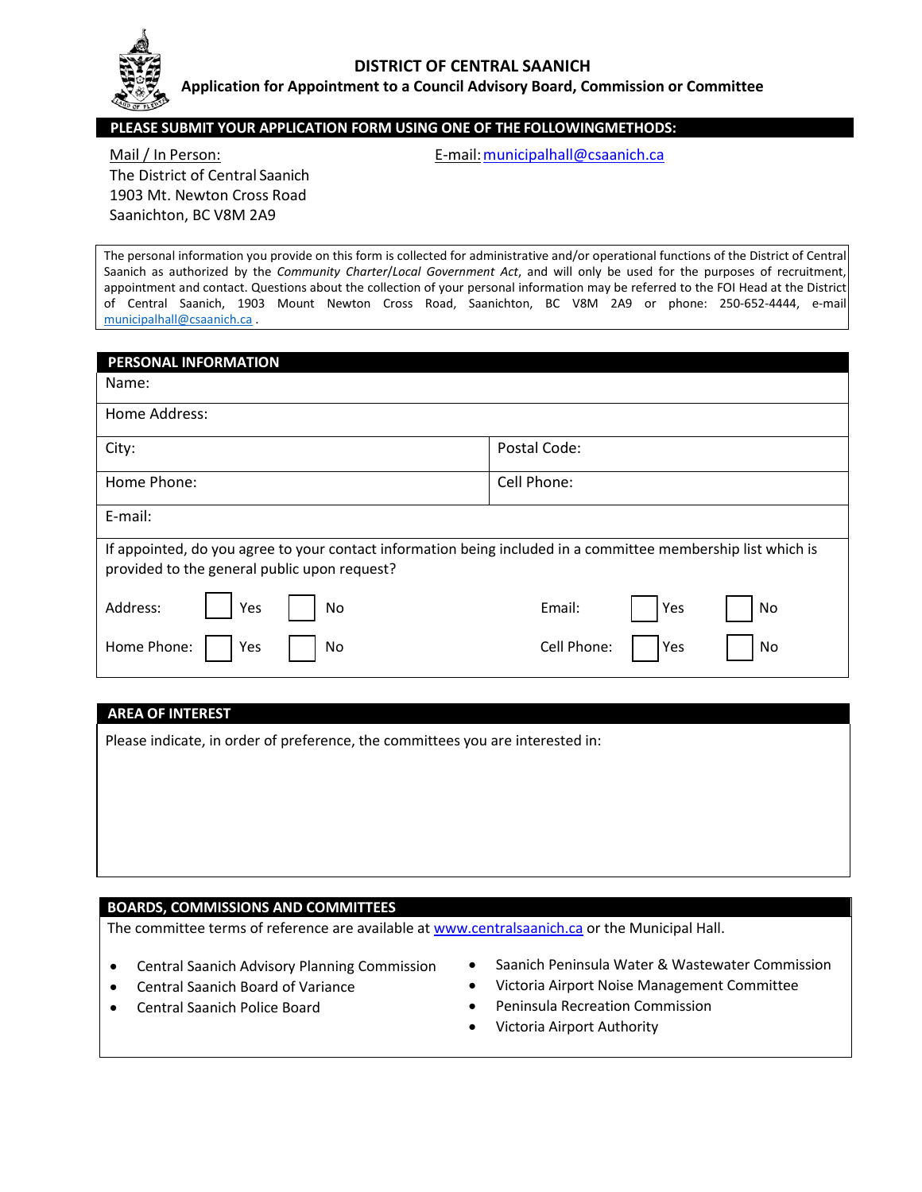# DISTRICT OF CENTRAL SAANICH

## Application for Appointment to a Council Advisory Board, Commission or Committee

**PLEASE SUBMIT YOUR APPLICATION FORM USING ONE OF THE FOLLOWINGMETHODS:**

Mail / In Person:
The District of Central Saanich
1903 Mt. Newton Cross Road
Saanichton, BC V8M 2A9

E-mail: municipalhall@csaanich.ca

The personal information you provide on this form is collected for administrative and/or operational functions of the District of Central Saanich as authorized by the *Community Charter/Local Government Act*, and will only be used for the purposes of recruitment, appointment and contact. Questions about the collection of your personal information may be referred to the FOI Head at the District of Central Saanich, 1903 Mount Newton Cross Road, Saanichton, BC V8M 2A9 or phone: 250-652-4444, e-mail municipalhall@csaanich.ca .

### PERSONAL INFORMATION

| | |
|---|---|
| Name: | |
| Home Address: | |
| City: | Postal Code: |
| Home Phone: | Cell Phone: |
| E-mail: | |

If appointed, do you agree to your contact information being included in a committee membership list which is provided to the general public upon request?

| | | | | | |
|---|---|---|---|---|---|
| Address: | ☐ Yes | ☐ No | Email: | ☐ Yes | ☐ No |
| Home Phone: | ☐ Yes | ☐ No | Cell Phone: | ☐ Yes | ☐ No |

### AREA OF INTEREST

Please indicate, in order of preference, the committees you are interested in:

### BOARDS, COMMISSIONS AND COMMITTEES

The committee terms of reference are available at www.centralsaanich.ca or the Municipal Hall.

- Central Saanich Advisory Planning Commission
- Central Saanich Board of Variance
- Central Saanich Police Board
- Saanich Peninsula Water & Wastewater Commission
- Victoria Airport Noise Management Committee
- Peninsula Recreation Commission
- Victoria Airport Authority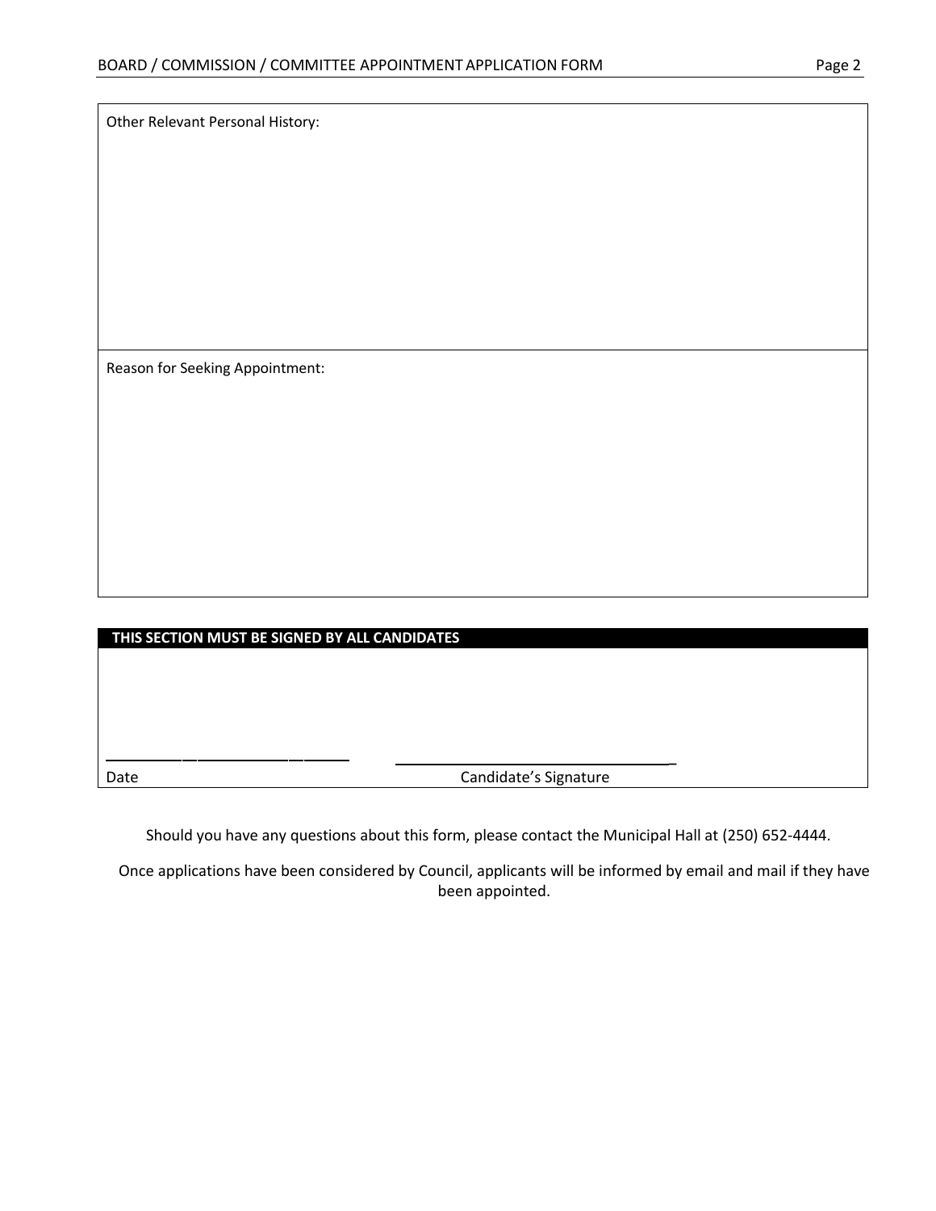Other Relevant Personal History:

Reason for Seeking Appointment:

**THIS SECTION MUST BE SIGNED BY ALL CANDIDATES**

\_\_\_\_\_\_\_\_\_\_\_\_\_\_\_\_\_\_\_\_\_\_\_\_\_\_\_\_ \_\_\_\_\_\_\_\_\_\_\_\_\_\_\_\_\_\_\_\_\_\_\_\_\_\_\_\_\_\_\_\_

Date Candidate's Signature

Should you have any questions about this form, please contact the Municipal Hall at (250) 652-4444.

Once applications have been considered by Council, applicants will be informed by email and mail if they have been appointed.